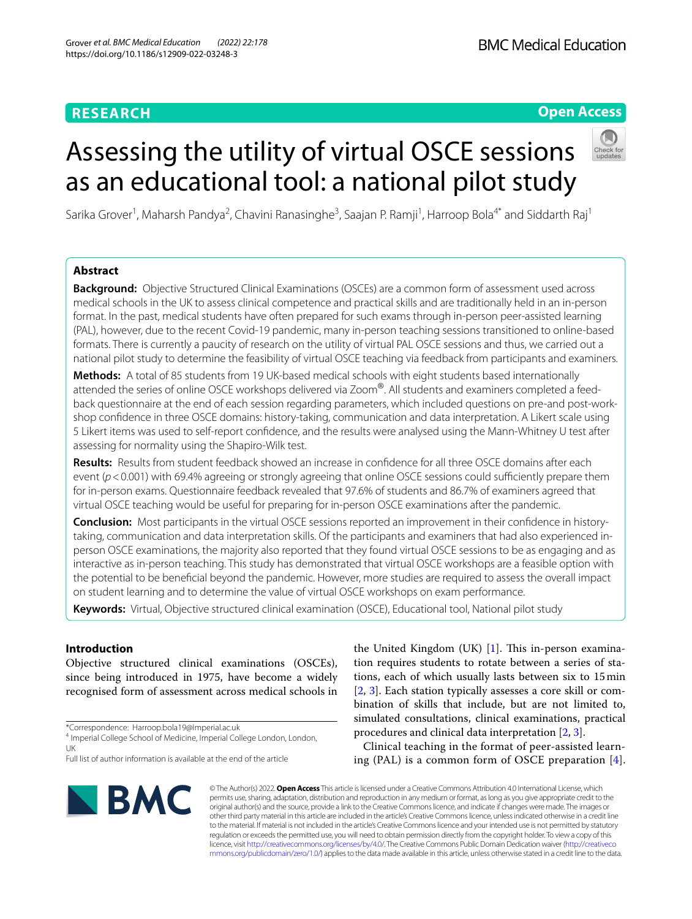RESEARCH

Open Access

# Assessing the utility of virtual OSCE sessions as an educational tool: a national pilot study

Sarika Grover[1], Maharsh Pandya[2], Chavini Ranasinghe[3], Saajan P. Ramji[1], Harroop Bola[4*] and Siddarth Raj[1]

## Abstract

**Background:** Objective Structured Clinical Examinations (OSCEs) are a common form of assessment used across medical schools in the UK to assess clinical competence and practical skills and are traditionally held in an in-person format. In the past, medical students have often prepared for such exams through in-person peer-assisted learning (PAL), however, due to the recent Covid-19 pandemic, many in-person teaching sessions transitioned to online-based formats. There is currently a paucity of research on the utility of virtual PAL OSCE sessions and thus, we carried out a national pilot study to determine the feasibility of virtual OSCE teaching via feedback from participants and examiners.

**Methods:** A total of 85 students from 19 UK-based medical schools with eight students based internationally attended the series of online OSCE workshops delivered via Zoom®. All students and examiners completed a feedback questionnaire at the end of each session regarding parameters, which included questions on pre-and post-workshop confidence in three OSCE domains: history-taking, communication and data interpretation. A Likert scale using 5 Likert items was used to self-report confidence, and the results were analysed using the Mann-Whitney U test after assessing for normality using the Shapiro-Wilk test.

**Results:** Results from student feedback showed an increase in confidence for all three OSCE domains after each event ($p < 0.001$) with 69.4% agreeing or strongly agreeing that online OSCE sessions could sufficiently prepare them for in-person exams. Questionnaire feedback revealed that 97.6% of students and 86.7% of examiners agreed that virtual OSCE teaching would be useful for preparing for in-person OSCE examinations after the pandemic.

**Conclusion:** Most participants in the virtual OSCE sessions reported an improvement in their confidence in history-taking, communication and data interpretation skills. Of the participants and examiners that had also experienced in-person OSCE examinations, the majority also reported that they found virtual OSCE sessions to be as engaging and as interactive as in-person teaching. This study has demonstrated that virtual OSCE workshops are a feasible option with the potential to be beneficial beyond the pandemic. However, more studies are required to assess the overall impact on student learning and to determine the value of virtual OSCE workshops on exam performance.

**Keywords:** Virtual, Objective structured clinical examination (OSCE), Educational tool, National pilot study

## Introduction

Objective structured clinical examinations (OSCEs), since being introduced in 1975, have become a widely recognised form of assessment across medical schools in the United Kingdom (UK) [1]. This in-person examination requires students to rotate between a series of stations, each of which usually lasts between six to 15 min [2, 3]. Each station typically assesses a core skill or combination of skills that include, but are not limited to, simulated consultations, clinical examinations, practical procedures and clinical data interpretation [2, 3].

Clinical teaching in the format of peer-assisted learning (PAL) is a common form of OSCE preparation [4].

*Correspondence: Harroop.bola19@Imperial.ac.uk
[4] Imperial College School of Medicine, Imperial College London, London, UK
Full list of author information is available at the end of the article

© The Author(s) 2022. **Open Access** This article is licensed under a Creative Commons Attribution 4.0 International License, which permits use, sharing, adaptation, distribution and reproduction in any medium or format, as long as you give appropriate credit to the original author(s) and the source, provide a link to the Creative Commons licence, and indicate if changes were made. The images or other third party material in this article are included in the article's Creative Commons licence, unless indicated otherwise in a credit line to the material. If material is not included in the article's Creative Commons licence and your intended use is not permitted by statutory regulation or exceeds the permitted use, you will need to obtain permission directly from the copyright holder. To view a copy of this licence, visit http://creativecommons.org/licenses/by/4.0/. The Creative Commons Public Domain Dedication waiver (http://creativecommons.org/publicdomain/zero/1.0/) applies to the data made available in this article, unless otherwise stated in a credit line to the data.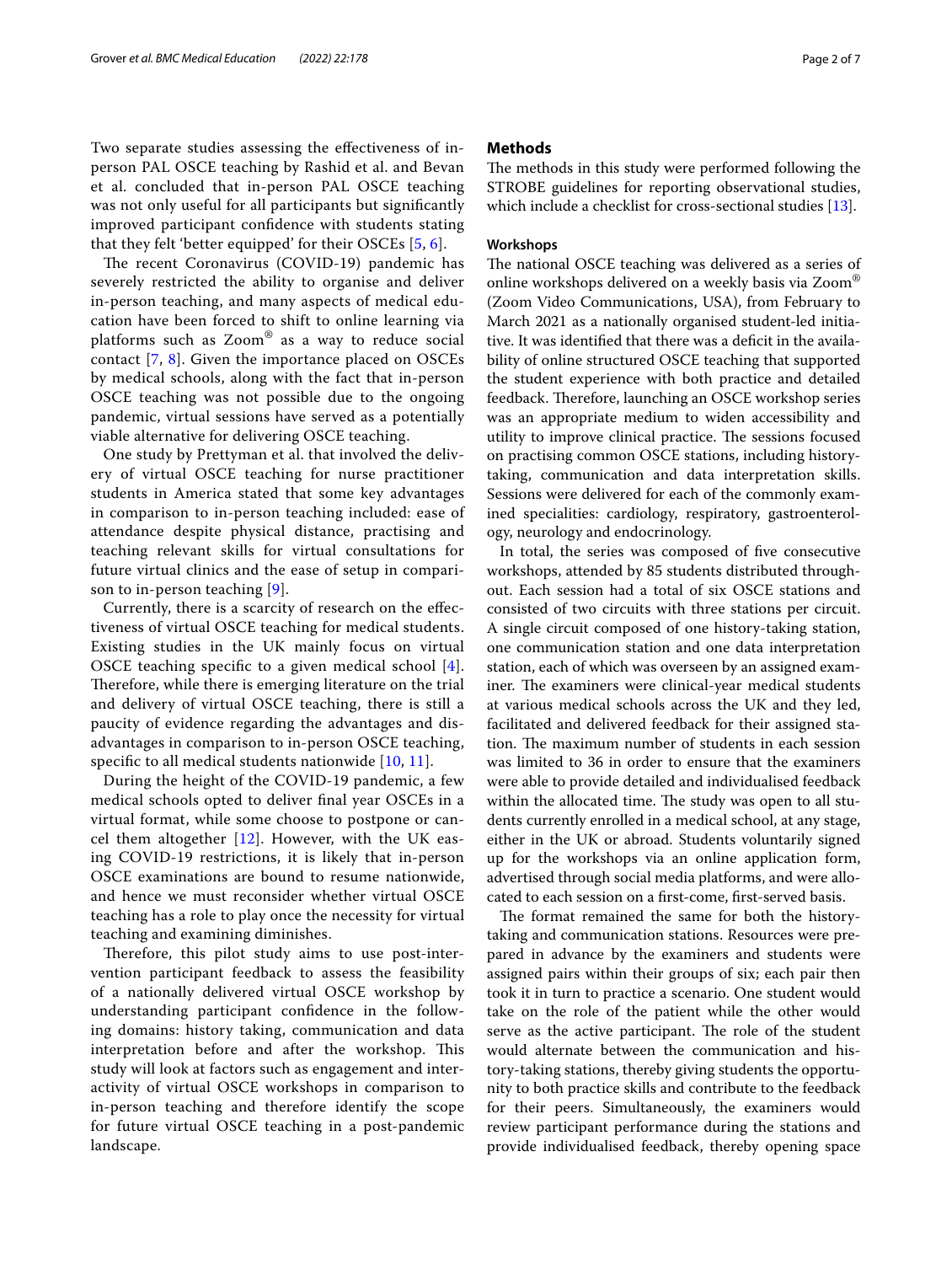Two separate studies assessing the effectiveness of in-person PAL OSCE teaching by Rashid et al. and Bevan et al. concluded that in-person PAL OSCE teaching was not only useful for all participants but significantly improved participant confidence with students stating that they felt 'better equipped' for their OSCEs [5, 6].

The recent Coronavirus (COVID-19) pandemic has severely restricted the ability to organise and deliver in-person teaching, and many aspects of medical education have been forced to shift to online learning via platforms such as Zoom® as a way to reduce social contact [7, 8]. Given the importance placed on OSCEs by medical schools, along with the fact that in-person OSCE teaching was not possible due to the ongoing pandemic, virtual sessions have served as a potentially viable alternative for delivering OSCE teaching.

One study by Prettyman et al. that involved the delivery of virtual OSCE teaching for nurse practitioner students in America stated that some key advantages in comparison to in-person teaching included: ease of attendance despite physical distance, practising and teaching relevant skills for virtual consultations for future virtual clinics and the ease of setup in comparison to in-person teaching [9].

Currently, there is a scarcity of research on the effectiveness of virtual OSCE teaching for medical students. Existing studies in the UK mainly focus on virtual OSCE teaching specific to a given medical school [4]. Therefore, while there is emerging literature on the trial and delivery of virtual OSCE teaching, there is still a paucity of evidence regarding the advantages and disadvantages in comparison to in-person OSCE teaching, specific to all medical students nationwide [10, 11].

During the height of the COVID-19 pandemic, a few medical schools opted to deliver final year OSCEs in a virtual format, while some choose to postpone or cancel them altogether [12]. However, with the UK easing COVID-19 restrictions, it is likely that in-person OSCE examinations are bound to resume nationwide, and hence we must reconsider whether virtual OSCE teaching has a role to play once the necessity for virtual teaching and examining diminishes.

Therefore, this pilot study aims to use post-intervention participant feedback to assess the feasibility of a nationally delivered virtual OSCE workshop by understanding participant confidence in the following domains: history taking, communication and data interpretation before and after the workshop. This study will look at factors such as engagement and interactivity of virtual OSCE workshops in comparison to in-person teaching and therefore identify the scope for future virtual OSCE teaching in a post-pandemic landscape.

## Methods

The methods in this study were performed following the STROBE guidelines for reporting observational studies, which include a checklist for cross-sectional studies [13].

### Workshops

The national OSCE teaching was delivered as a series of online workshops delivered on a weekly basis via Zoom® (Zoom Video Communications, USA), from February to March 2021 as a nationally organised student-led initiative. It was identified that there was a deficit in the availability of online structured OSCE teaching that supported the student experience with both practice and detailed feedback. Therefore, launching an OSCE workshop series was an appropriate medium to widen accessibility and utility to improve clinical practice. The sessions focused on practising common OSCE stations, including history-taking, communication and data interpretation skills. Sessions were delivered for each of the commonly examined specialities: cardiology, respiratory, gastroenterology, neurology and endocrinology.

In total, the series was composed of five consecutive workshops, attended by 85 students distributed throughout. Each session had a total of six OSCE stations and consisted of two circuits with three stations per circuit. A single circuit composed of one history-taking station, one communication station and one data interpretation station, each of which was overseen by an assigned examiner. The examiners were clinical-year medical students at various medical schools across the UK and they led, facilitated and delivered feedback for their assigned station. The maximum number of students in each session was limited to 36 in order to ensure that the examiners were able to provide detailed and individualised feedback within the allocated time. The study was open to all students currently enrolled in a medical school, at any stage, either in the UK or abroad. Students voluntarily signed up for the workshops via an online application form, advertised through social media platforms, and were allocated to each session on a first-come, first-served basis.

The format remained the same for both the history-taking and communication stations. Resources were prepared in advance by the examiners and students were assigned pairs within their groups of six; each pair then took it in turn to practice a scenario. One student would take on the role of the patient while the other would serve as the active participant. The role of the student would alternate between the communication and history-taking stations, thereby giving students the opportunity to both practice skills and contribute to the feedback for their peers. Simultaneously, the examiners would review participant performance during the stations and provide individualised feedback, thereby opening space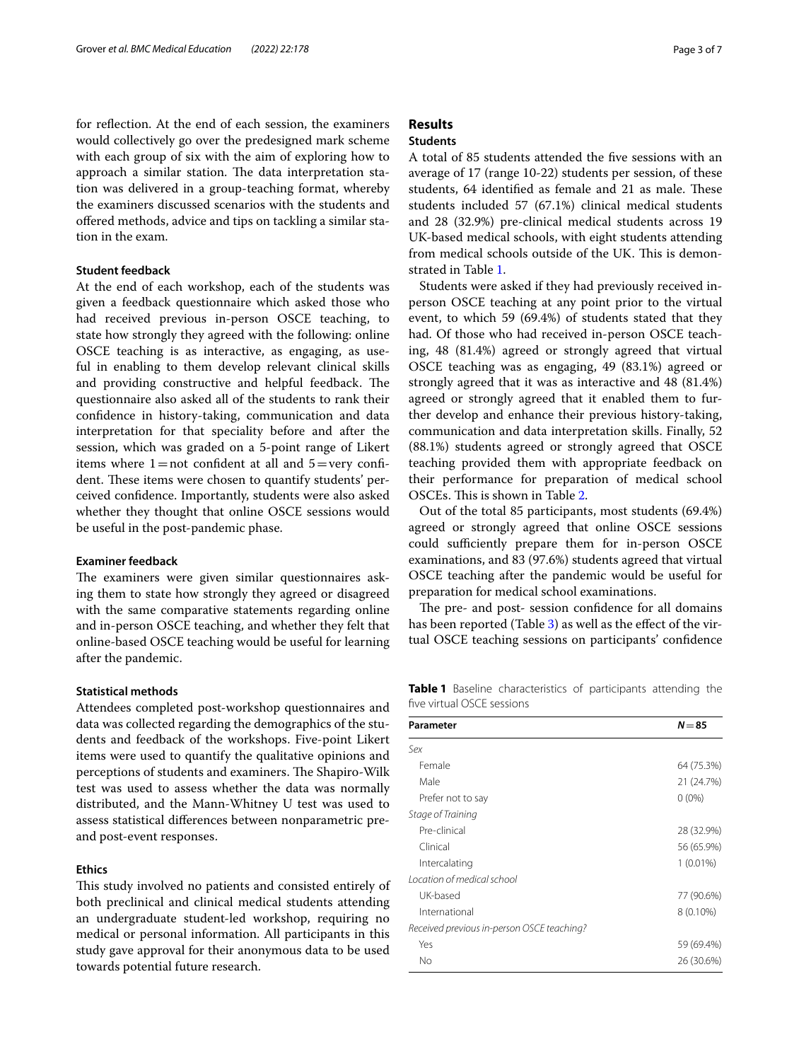for reflection. At the end of each session, the examiners would collectively go over the predesigned mark scheme with each group of six with the aim of exploring how to approach a similar station. The data interpretation station was delivered in a group-teaching format, whereby the examiners discussed scenarios with the students and offered methods, advice and tips on tackling a similar station in the exam.

### Student feedback

At the end of each workshop, each of the students was given a feedback questionnaire which asked those who had received previous in-person OSCE teaching, to state how strongly they agreed with the following: online OSCE teaching is as interactive, as engaging, as useful in enabling to them develop relevant clinical skills and providing constructive and helpful feedback. The questionnaire also asked all of the students to rank their confidence in history-taking, communication and data interpretation for that speciality before and after the session, which was graded on a 5-point range of Likert items where 1 = not confident at all and 5 = very confident. These items were chosen to quantify students' perceived confidence. Importantly, students were also asked whether they thought that online OSCE sessions would be useful in the post-pandemic phase.

### Examiner feedback

The examiners were given similar questionnaires asking them to state how strongly they agreed or disagreed with the same comparative statements regarding online and in-person OSCE teaching, and whether they felt that online-based OSCE teaching would be useful for learning after the pandemic.

### Statistical methods

Attendees completed post-workshop questionnaires and data was collected regarding the demographics of the students and feedback of the workshops. Five-point Likert items were used to quantify the qualitative opinions and perceptions of students and examiners. The Shapiro-Wilk test was used to assess whether the data was normally distributed, and the Mann-Whitney U test was used to assess statistical differences between nonparametric pre- and post-event responses.

### Ethics

This study involved no patients and consisted entirely of both preclinical and clinical medical students attending an undergraduate student-led workshop, requiring no medical or personal information. All participants in this study gave approval for their anonymous data to be used towards potential future research.

## Results

### Students

A total of 85 students attended the five sessions with an average of 17 (range 10-22) students per session, of these students, 64 identified as female and 21 as male. These students included 57 (67.1%) clinical medical students and 28 (32.9%) pre-clinical medical students across 19 UK-based medical schools, with eight students attending from medical schools outside of the UK. This is demonstrated in Table 1.

Students were asked if they had previously received in-person OSCE teaching at any point prior to the virtual event, to which 59 (69.4%) of students stated that they had. Of those who had received in-person OSCE teaching, 48 (81.4%) agreed or strongly agreed that virtual OSCE teaching was as engaging, 49 (83.1%) agreed or strongly agreed that it was as interactive and 48 (81.4%) agreed or strongly agreed that it enabled them to further develop and enhance their previous history-taking, communication and data interpretation skills. Finally, 52 (88.1%) students agreed or strongly agreed that OSCE teaching provided them with appropriate feedback on their performance for preparation of medical school OSCEs. This is shown in Table 2.

Out of the total 85 participants, most students (69.4%) agreed or strongly agreed that online OSCE sessions could sufficiently prepare them for in-person OSCE examinations, and 83 (97.6%) students agreed that virtual OSCE teaching after the pandemic would be useful for preparation for medical school examinations.

The pre- and post- session confidence for all domains has been reported (Table 3) as well as the effect of the virtual OSCE teaching sessions on participants' confidence

**Table 1** Baseline characteristics of participants attending the five virtual OSCE sessions

| Parameter | *N* = 85 |
|---|---|
| *Sex* | |
| Female | 64 (75.3%) |
| Male | 21 (24.7%) |
| Prefer not to say | 0 (0%) |
| *Stage of Training* | |
| Pre-clinical | 28 (32.9%) |
| Clinical | 56 (65.9%) |
| Intercalating | 1 (0.01%) |
| *Location of medical school* | |
| UK-based | 77 (90.6%) |
| International | 8 (0.10%) |
| *Received previous in-person OSCE teaching?* | |
| Yes | 59 (69.4%) |
| No | 26 (30.6%) |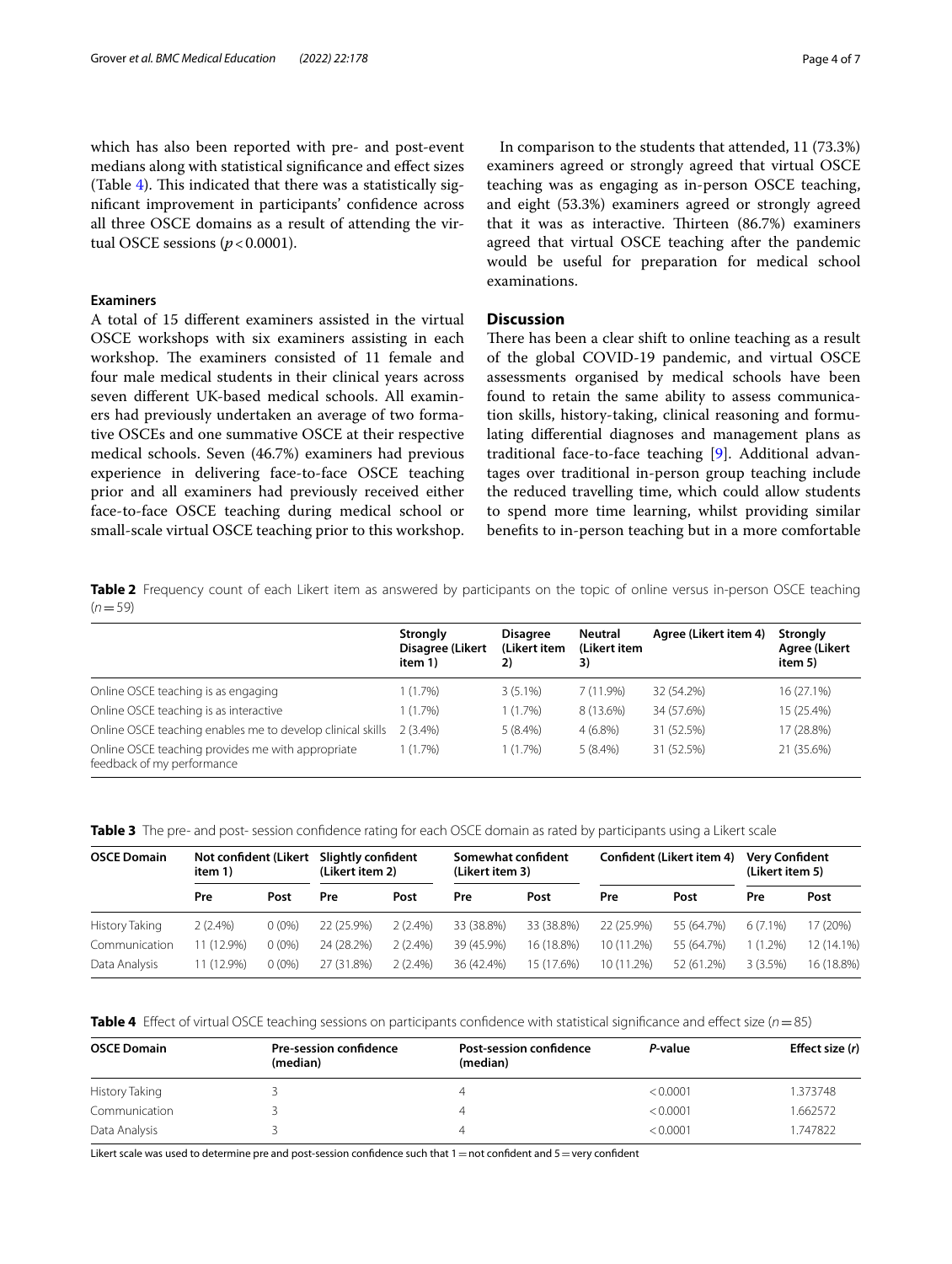which has also been reported with pre- and post-event medians along with statistical significance and effect sizes (Table 4). This indicated that there was a statistically significant improvement in participants' confidence across all three OSCE domains as a result of attending the virtual OSCE sessions ($p < 0.0001$).

### Examiners

A total of 15 different examiners assisted in the virtual OSCE workshops with six examiners assisting in each workshop. The examiners consisted of 11 female and four male medical students in their clinical years across seven different UK-based medical schools. All examiners had previously undertaken an average of two formative OSCEs and one summative OSCE at their respective medical schools. Seven (46.7%) examiners had previous experience in delivering face-to-face OSCE teaching prior and all examiners had previously received either face-to-face OSCE teaching during medical school or small-scale virtual OSCE teaching prior to this workshop.

In comparison to the students that attended, 11 (73.3%) examiners agreed or strongly agreed that virtual OSCE teaching was as engaging as in-person OSCE teaching, and eight (53.3%) examiners agreed or strongly agreed that it was as interactive. Thirteen (86.7%) examiners agreed that virtual OSCE teaching after the pandemic would be useful for preparation for medical school examinations.

## Discussion

There has been a clear shift to online teaching as a result of the global COVID-19 pandemic, and virtual OSCE assessments organised by medical schools have been found to retain the same ability to assess communication skills, history-taking, clinical reasoning and formulating differential diagnoses and management plans as traditional face-to-face teaching [9]. Additional advantages over traditional in-person group teaching include the reduced travelling time, which could allow students to spend more time learning, whilst providing similar benefits to in-person teaching but in a more comfortable

**Table 2** Frequency count of each Likert item as answered by participants on the topic of online versus in-person OSCE teaching ($n = 59$)

| | Strongly Disagree (Likert item 1) | Disagree (Likert item 2) | Neutral (Likert item 3) | Agree (Likert item 4) | Strongly Agree (Likert item 5) |
|---|---|---|---|---|---|
| Online OSCE teaching is as engaging | 1 (1.7%) | 3 (5.1%) | 7 (11.9%) | 32 (54.2%) | 16 (27.1%) |
| Online OSCE teaching is as interactive | 1 (1.7%) | 1 (1.7%) | 8 (13.6%) | 34 (57.6%) | 15 (25.4%) |
| Online OSCE teaching enables me to develop clinical skills | 2 (3.4%) | 5 (8.4%) | 4 (6.8%) | 31 (52.5%) | 17 (28.8%) |
| Online OSCE teaching provides me with appropriate feedback of my performance | 1 (1.7%) | 1 (1.7%) | 5 (8.4%) | 31 (52.5%) | 21 (35.6%) |

**Table 3** The pre- and post- session confidence rating for each OSCE domain as rated by participants using a Likert scale

| OSCE Domain | Not confident (Likert item 1) | | Slightly confident (Likert item 2) | | Somewhat confident (Likert item 3) | | Confident (Likert item 4) | | Very Confident (Likert item 5) | |
|---|---|---|---|---|---|---|---|---|---|---|
| | Pre | Post | Pre | Post | Pre | Post | Pre | Post | Pre | Post |
| History Taking | 2 (2.4%) | 0 (0%) | 22 (25.9%) | 2 (2.4%) | 33 (38.8%) | 33 (38.8%) | 22 (25.9%) | 55 (64.7%) | 6 (7.1%) | 17 (20%) |
| Communication | 11 (12.9%) | 0 (0%) | 24 (28.2%) | 2 (2.4%) | 39 (45.9%) | 16 (18.8%) | 10 (11.2%) | 55 (64.7%) | 1 (1.2%) | 12 (14.1%) |
| Data Analysis | 11 (12.9%) | 0 (0%) | 27 (31.8%) | 2 (2.4%) | 36 (42.4%) | 15 (17.6%) | 10 (11.2%) | 52 (61.2%) | 3 (3.5%) | 16 (18.8%) |

**Table 4** Effect of virtual OSCE teaching sessions on participants confidence with statistical significance and effect size ($n = 85$)

| OSCE Domain | Pre-session confidence (median) | Post-session confidence (median) | *P*-value | Effect size (*r*) |
|---|---|---|---|---|
| History Taking | 3 | 4 | < 0.0001 | 1.373748 |
| Communication | 3 | 4 | < 0.0001 | 1.662572 |
| Data Analysis | 3 | 4 | < 0.0001 | 1.747822 |

Likert scale was used to determine pre and post-session confidence such that 1 = not confident and 5 = very confident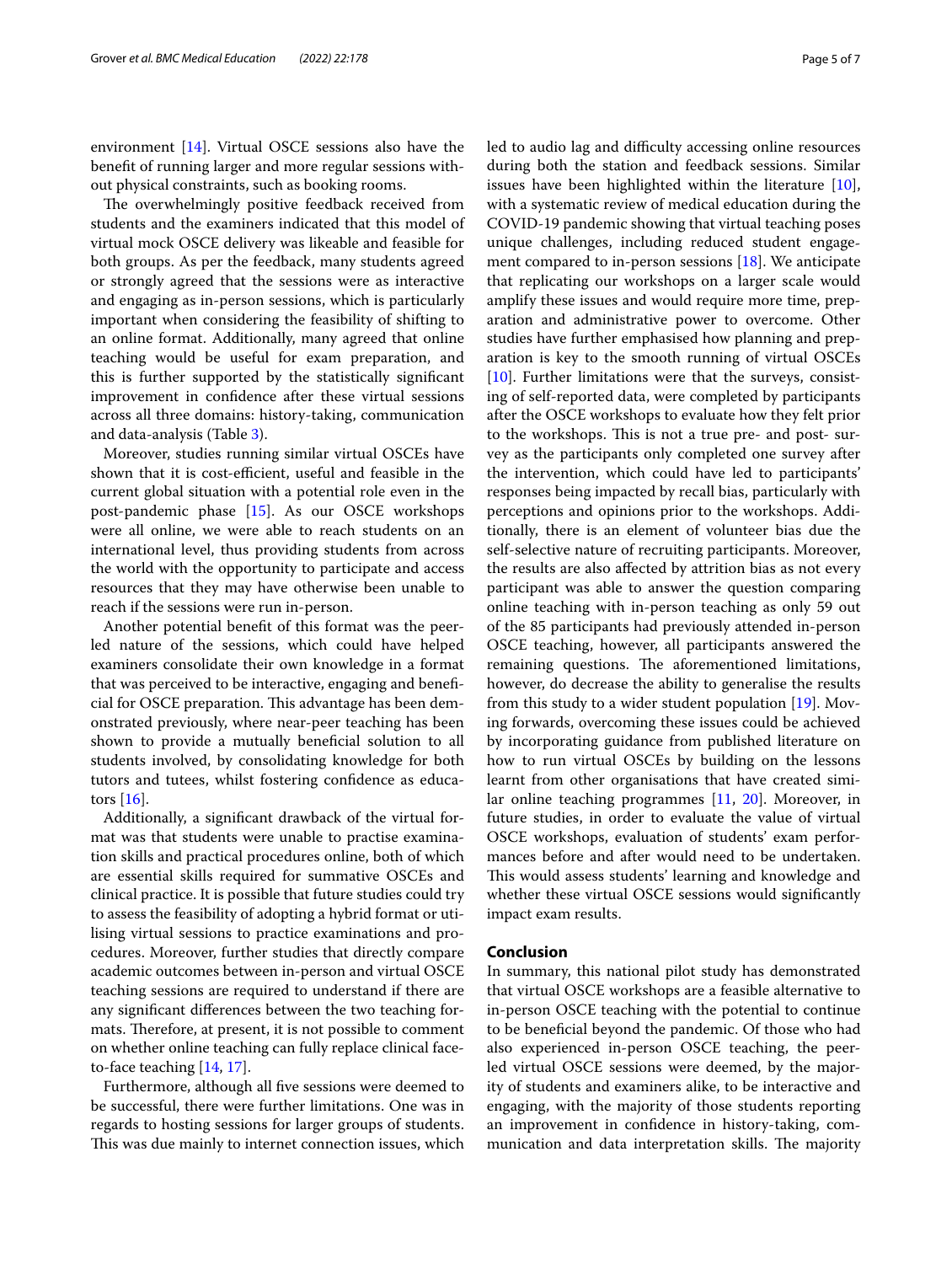environment [14]. Virtual OSCE sessions also have the benefit of running larger and more regular sessions without physical constraints, such as booking rooms.

The overwhelmingly positive feedback received from students and the examiners indicated that this model of virtual mock OSCE delivery was likeable and feasible for both groups. As per the feedback, many students agreed or strongly agreed that the sessions were as interactive and engaging as in-person sessions, which is particularly important when considering the feasibility of shifting to an online format. Additionally, many agreed that online teaching would be useful for exam preparation, and this is further supported by the statistically significant improvement in confidence after these virtual sessions across all three domains: history-taking, communication and data-analysis (Table 3).

Moreover, studies running similar virtual OSCEs have shown that it is cost-efficient, useful and feasible in the current global situation with a potential role even in the post-pandemic phase [15]. As our OSCE workshops were all online, we were able to reach students on an international level, thus providing students from across the world with the opportunity to participate and access resources that they may have otherwise been unable to reach if the sessions were run in-person.

Another potential benefit of this format was the peer-led nature of the sessions, which could have helped examiners consolidate their own knowledge in a format that was perceived to be interactive, engaging and beneficial for OSCE preparation. This advantage has been demonstrated previously, where near-peer teaching has been shown to provide a mutually beneficial solution to all students involved, by consolidating knowledge for both tutors and tutees, whilst fostering confidence as educators [16].

Additionally, a significant drawback of the virtual format was that students were unable to practise examination skills and practical procedures online, both of which are essential skills required for summative OSCEs and clinical practice. It is possible that future studies could try to assess the feasibility of adopting a hybrid format or utilising virtual sessions to practice examinations and procedures. Moreover, further studies that directly compare academic outcomes between in-person and virtual OSCE teaching sessions are required to understand if there are any significant differences between the two teaching formats. Therefore, at present, it is not possible to comment on whether online teaching can fully replace clinical face-to-face teaching [14, 17].

Furthermore, although all five sessions were deemed to be successful, there were further limitations. One was in regards to hosting sessions for larger groups of students. This was due mainly to internet connection issues, which led to audio lag and difficulty accessing online resources during both the station and feedback sessions. Similar issues have been highlighted within the literature [10], with a systematic review of medical education during the COVID-19 pandemic showing that virtual teaching poses unique challenges, including reduced student engagement compared to in-person sessions [18]. We anticipate that replicating our workshops on a larger scale would amplify these issues and would require more time, preparation and administrative power to overcome. Other studies have further emphasised how planning and preparation is key to the smooth running of virtual OSCEs [10]. Further limitations were that the surveys, consisting of self-reported data, were completed by participants after the OSCE workshops to evaluate how they felt prior to the workshops. This is not a true pre- and post- survey as the participants only completed one survey after the intervention, which could have led to participants' responses being impacted by recall bias, particularly with perceptions and opinions prior to the workshops. Additionally, there is an element of volunteer bias due the self-selective nature of recruiting participants. Moreover, the results are also affected by attrition bias as not every participant was able to answer the question comparing online teaching with in-person teaching as only 59 out of the 85 participants had previously attended in-person OSCE teaching, however, all participants answered the remaining questions. The aforementioned limitations, however, do decrease the ability to generalise the results from this study to a wider student population [19]. Moving forwards, overcoming these issues could be achieved by incorporating guidance from published literature on how to run virtual OSCEs by building on the lessons learnt from other organisations that have created similar online teaching programmes [11, 20]. Moreover, in future studies, in order to evaluate the value of virtual OSCE workshops, evaluation of students' exam performances before and after would need to be undertaken. This would assess students' learning and knowledge and whether these virtual OSCE sessions would significantly impact exam results.

## Conclusion

In summary, this national pilot study has demonstrated that virtual OSCE workshops are a feasible alternative to in-person OSCE teaching with the potential to continue to be beneficial beyond the pandemic. Of those who had also experienced in-person OSCE teaching, the peer-led virtual OSCE sessions were deemed, by the majority of students and examiners alike, to be interactive and engaging, with the majority of those students reporting an improvement in confidence in history-taking, communication and data interpretation skills. The majority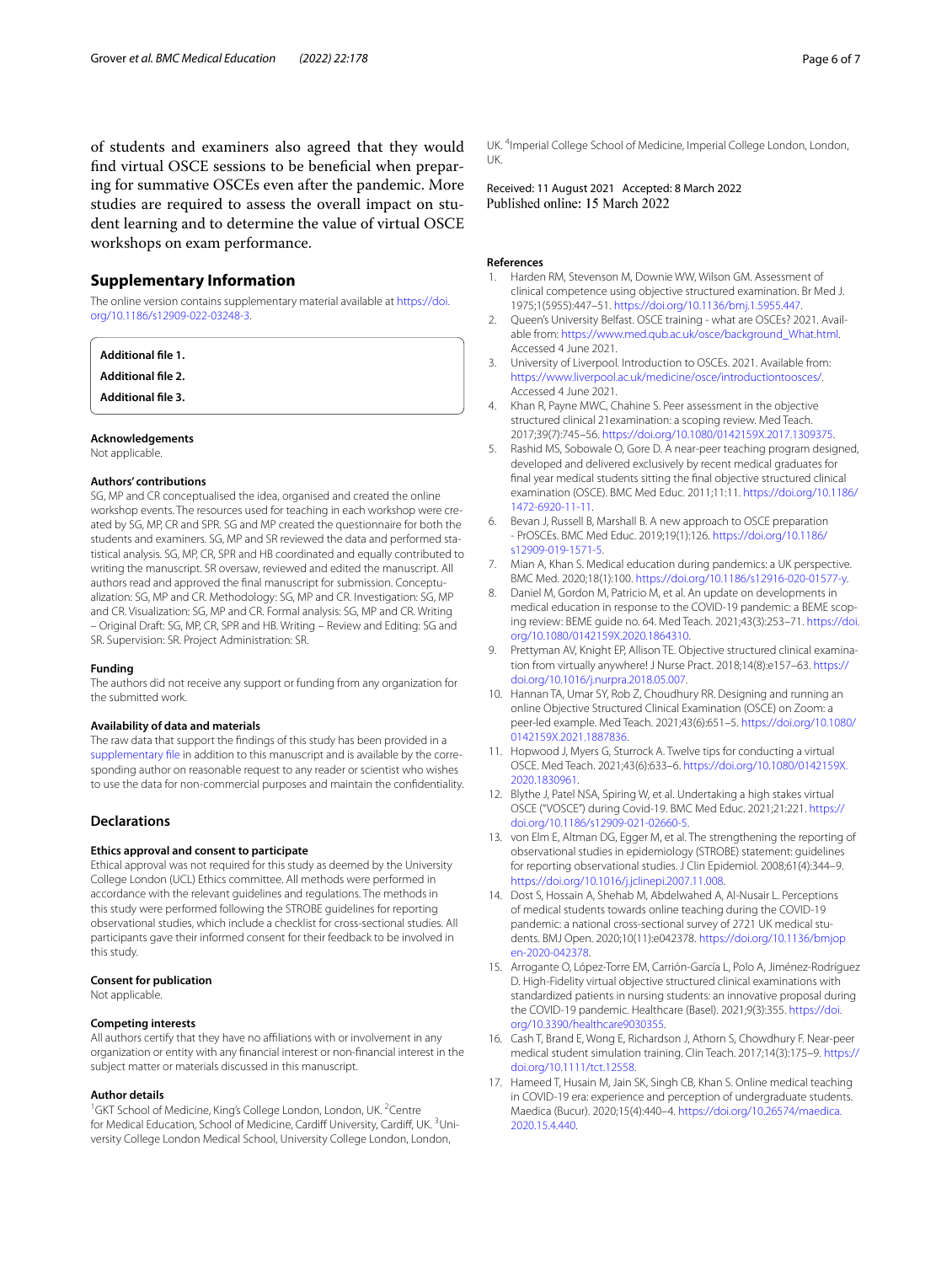of students and examiners also agreed that they would find virtual OSCE sessions to be beneficial when preparing for summative OSCEs even after the pandemic. More studies are required to assess the overall impact on student learning and to determine the value of virtual OSCE workshops on exam performance.

## Supplementary Information

The online version contains supplementary material available at https://doi.org/10.1186/s12909-022-03248-3.

**Additional file 1.**

**Additional file 2.**

**Additional file 3.**

### Acknowledgements

Not applicable.

### Authors' contributions

SG, MP and CR conceptualised the idea, organised and created the online workshop events. The resources used for teaching in each workshop were created by SG, MP, CR and SPR. SG and MP created the questionnaire for both the students and examiners. SG, MP and SR reviewed the data and performed statistical analysis. SG, MP, CR, SPR and HB coordinated and equally contributed to writing the manuscript. SR oversaw, reviewed and edited the manuscript. All authors read and approved the final manuscript for submission. Conceptualization: SG, MP and CR. Methodology: SG, MP and CR. Investigation: SG, MP and CR. Visualization: SG, MP and CR. Formal analysis: SG, MP and CR. Writing – Original Draft: SG, MP, CR, SPR and HB. Writing – Review and Editing: SG and SR. Supervision: SR. Project Administration: SR.

### Funding

The authors did not receive any support or funding from any organization for the submitted work.

### Availability of data and materials

The raw data that support the findings of this study has been provided in a supplementary file in addition to this manuscript and is available by the corresponding author on reasonable request to any reader or scientist who wishes to use the data for non-commercial purposes and maintain the confidentiality.

## Declarations

### Ethics approval and consent to participate

Ethical approval was not required for this study as deemed by the University College London (UCL) Ethics committee. All methods were performed in accordance with the relevant guidelines and regulations. The methods in this study were performed following the STROBE guidelines for reporting observational studies, which include a checklist for cross-sectional studies. All participants gave their informed consent for their feedback to be involved in this study.

### Consent for publication

Not applicable.

### Competing interests

All authors certify that they have no affiliations with or involvement in any organization or entity with any financial interest or non-financial interest in the subject matter or materials discussed in this manuscript.

### Author details

[1]GKT School of Medicine, King's College London, London, UK. [2]Centre for Medical Education, School of Medicine, Cardiff University, Cardiff, UK. [3]University College London Medical School, University College London, London, UK. [4]Imperial College School of Medicine, Imperial College London, London, UK.

Received: 11 August 2021 Accepted: 8 March 2022
Published online: 15 March 2022

## References

1. Harden RM, Stevenson M, Downie WW, Wilson GM. Assessment of clinical competence using objective structured examination. Br Med J. 1975;1(5955):447–51. https://doi.org/10.1136/bmj.1.5955.447.
2. Queen's University Belfast. OSCE training - what are OSCEs? 2021. Available from: https://www.med.qub.ac.uk/osce/background_What.html. Accessed 4 June 2021.
3. University of Liverpool. Introduction to OSCEs. 2021. Available from: https://www.liverpool.ac.uk/medicine/osce/introductiontoosces/. Accessed 4 June 2021.
4. Khan R, Payne MWC, Chahine S. Peer assessment in the objective structured clinical 21examination: a scoping review. Med Teach. 2017;39(7):745–56. https://doi.org/10.1080/0142159X.2017.1309375.
5. Rashid MS, Sobowale O, Gore D. A near-peer teaching program designed, developed and delivered exclusively by recent medical graduates for final year medical students sitting the final objective structured clinical examination (OSCE). BMC Med Educ. 2011;11:11. https://doi.org/10.1186/1472-6920-11-11.
6. Bevan J, Russell B, Marshall B. A new approach to OSCE preparation - PrOSCEs. BMC Med Educ. 2019;19(1):126. https://doi.org/10.1186/s12909-019-1571-5.
7. Mian A, Khan S. Medical education during pandemics: a UK perspective. BMC Med. 2020;18(1):100. https://doi.org/10.1186/s12916-020-01577-y.
8. Daniel M, Gordon M, Patricio M, et al. An update on developments in medical education in response to the COVID-19 pandemic: a BEME scoping review: BEME guide no. 64. Med Teach. 2021;43(3):253–71. https://doi.org/10.1080/0142159X.2020.1864310.
9. Prettyman AV, Knight EP, Allison TE. Objective structured clinical examination from virtually anywhere! J Nurse Pract. 2018;14(8):e157–63. https://doi.org/10.1016/j.nurpra.2018.05.007.
10. Hannan TA, Umar SY, Rob Z, Choudhury RR. Designing and running an online Objective Structured Clinical Examination (OSCE) on Zoom: a peer-led example. Med Teach. 2021;43(6):651–5. https://doi.org/10.1080/0142159X.2021.1887836.
11. Hopwood J, Myers G, Sturrock A. Twelve tips for conducting a virtual OSCE. Med Teach. 2021;43(6):633–6. https://doi.org/10.1080/0142159X.2020.1830961.
12. Blythe J, Patel NSA, Spiring W, et al. Undertaking a high stakes virtual OSCE ("VOSCE") during Covid-19. BMC Med Educ. 2021;21:221. https://doi.org/10.1186/s12909-021-02660-5.
13. von Elm E, Altman DG, Egger M, et al. The strengthening the reporting of observational studies in epidemiology (STROBE) statement: guidelines for reporting observational studies. J Clin Epidemiol. 2008;61(4):344–9. https://doi.org/10.1016/j.jclinepi.2007.11.008.
14. Dost S, Hossain A, Shehab M, Abdelwahed A, Al-Nusair L. Perceptions of medical students towards online teaching during the COVID-19 pandemic: a national cross-sectional survey of 2721 UK medical students. BMJ Open. 2020;10(11):e042378. https://doi.org/10.1136/bmjopen-2020-042378.
15. Arrogante O, López-Torre EM, Carrión-García L, Polo A, Jiménez-Rodríguez D. High-Fidelity virtual objective structured clinical examinations with standardized patients in nursing students: an innovative proposal during the COVID-19 pandemic. Healthcare (Basel). 2021;9(3):355. https://doi.org/10.3390/healthcare9030355.
16. Cash T, Brand E, Wong E, Richardson J, Athorn S, Chowdhury F. Near-peer medical student simulation training. Clin Teach. 2017;14(3):175–9. https://doi.org/10.1111/tct.12558.
17. Hameed T, Husain M, Jain SK, Singh CB, Khan S. Online medical teaching in COVID-19 era: experience and perception of undergraduate students. Maedica (Bucur). 2020;15(4):440–4. https://doi.org/10.26574/maedica.2020.15.4.440.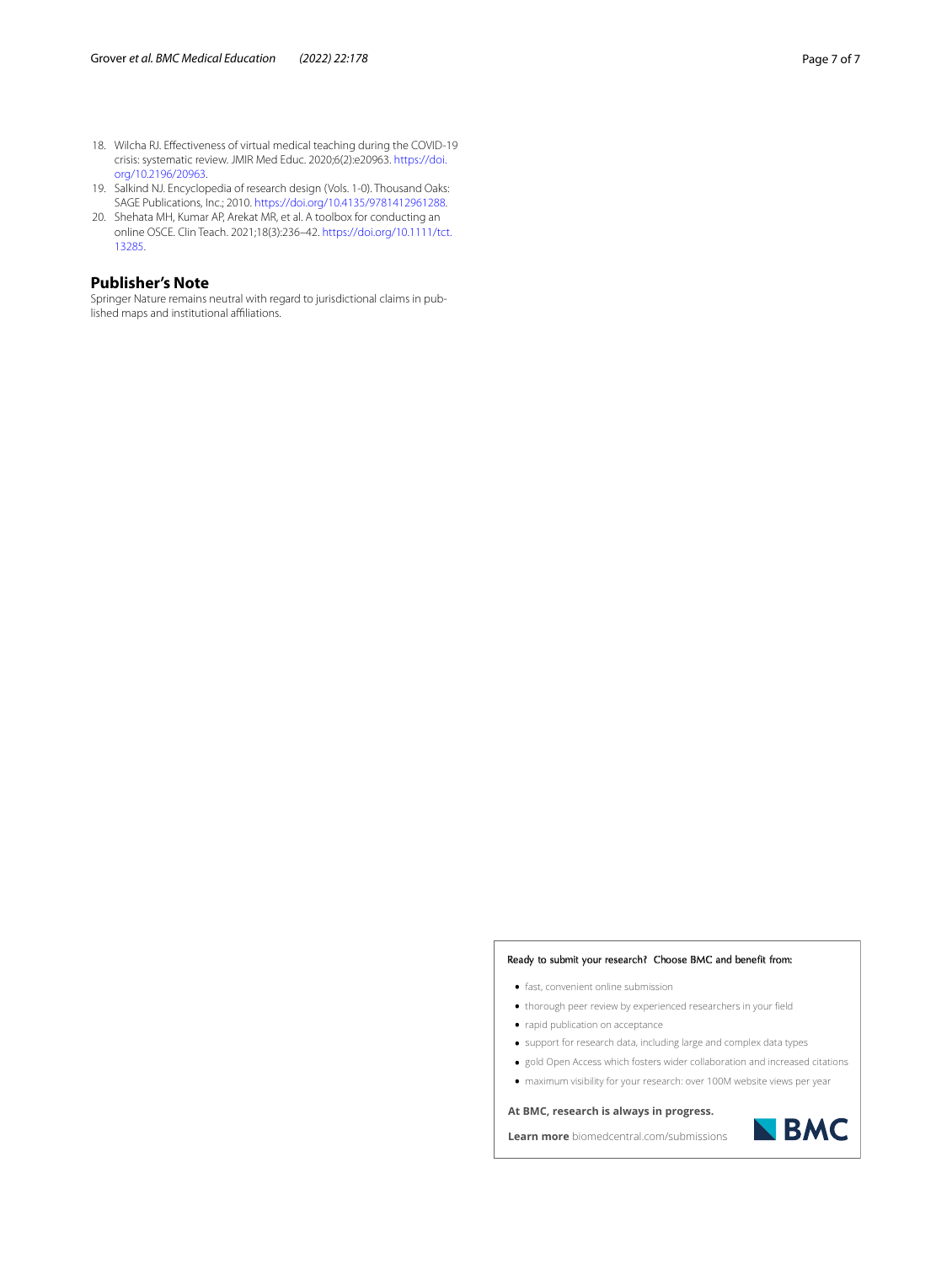18. Wilcha RJ. Effectiveness of virtual medical teaching during the COVID-19 crisis: systematic review. JMIR Med Educ. 2020;6(2):e20963. https://doi.org/10.2196/20963.
19. Salkind NJ. Encyclopedia of research design (Vols. 1-0). Thousand Oaks: SAGE Publications, Inc.; 2010. https://doi.org/10.4135/9781412961288.
20. Shehata MH, Kumar AP, Arekat MR, et al. A toolbox for conducting an online OSCE. Clin Teach. 2021;18(3):236–42. https://doi.org/10.1111/tct.13285.

## Publisher's Note

Springer Nature remains neutral with regard to jurisdictional claims in published maps and institutional affiliations.

Ready to submit your research? Choose BMC and benefit from:

- fast, convenient online submission
- thorough peer review by experienced researchers in your field
- rapid publication on acceptance
- support for research data, including large and complex data types
- gold Open Access which fosters wider collaboration and increased citations
- maximum visibility for your research: over 100M website views per year

**At BMC, research is always in progress.**

**Learn more** biomedcentral.com/submissions

BMC